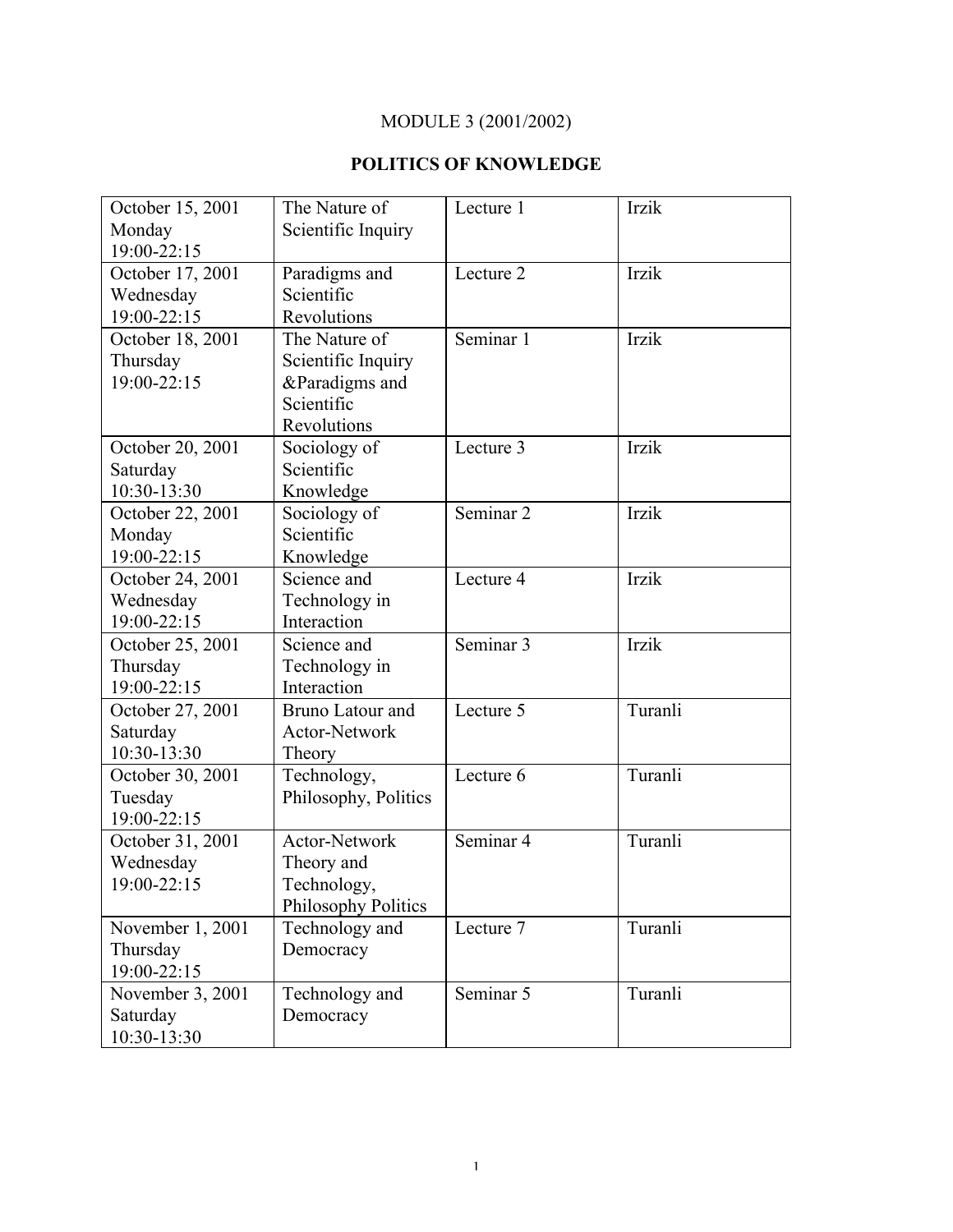MODULE 3 (2001/2002)

**POLITICS OF KNOWLEDGE**

| Date | Topic | Session | Instructor |
|---|---|---|---|
| October 15, 2001 Monday 19:00-22:15 | The Nature of Scientific Inquiry | Lecture 1 | Irzik |
| October 17, 2001 Wednesday 19:00-22:15 | Paradigms and Scientific Revolutions | Lecture 2 | Irzik |
| October 18, 2001 Thursday 19:00-22:15 | The Nature of Scientific Inquiry &Paradigms and Scientific Revolutions | Seminar 1 | Irzik |
| October 20, 2001 Saturday 10:30-13:30 | Sociology of Scientific Knowledge | Lecture 3 | Irzik |
| October 22, 2001 Monday 19:00-22:15 | Sociology of Scientific Knowledge | Seminar 2 | Irzik |
| October 24, 2001 Wednesday 19:00-22:15 | Science and Technology in Interaction | Lecture 4 | Irzik |
| October 25, 2001 Thursday 19:00-22:15 | Science and Technology in Interaction | Seminar 3 | Irzik |
| October 27, 2001 Saturday 10:30-13:30 | Bruno Latour and Actor-Network Theory | Lecture 5 | Turanli |
| October 30, 2001 Tuesday 19:00-22:15 | Technology, Philosophy, Politics | Lecture 6 | Turanli |
| October 31, 2001 Wednesday 19:00-22:15 | Actor-Network Theory and Technology, Philosophy Politics | Seminar 4 | Turanli |
| November 1, 2001 Thursday 19:00-22:15 | Technology and Democracy | Lecture 7 | Turanli |
| November 3, 2001 Saturday 10:30-13:30 | Technology and Democracy | Seminar 5 | Turanli |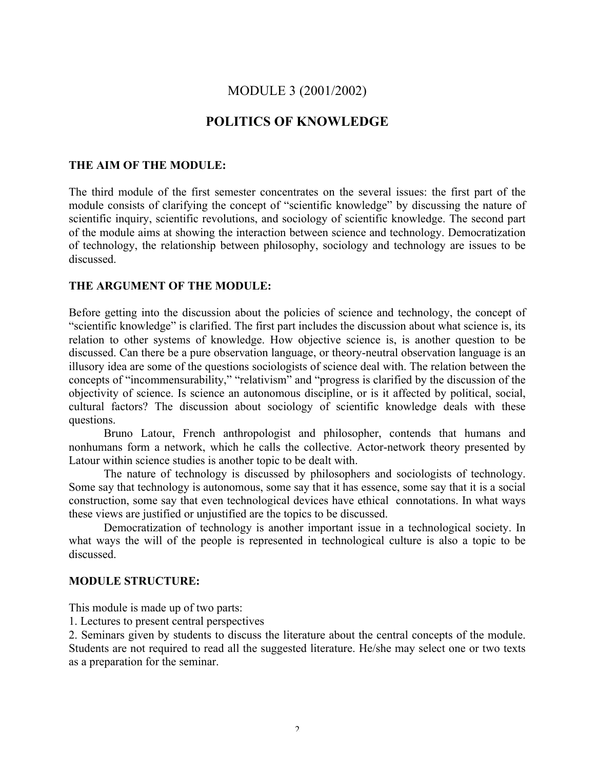# MODULE 3 (2001/2002)

## POLITICS OF KNOWLEDGE

### THE AIM OF THE MODULE:

The third module of the first semester concentrates on the several issues: the first part of the module consists of clarifying the concept of "scientific knowledge" by discussing the nature of scientific inquiry, scientific revolutions, and sociology of scientific knowledge. The second part of the module aims at showing the interaction between science and technology. Democratization of technology, the relationship between philosophy, sociology and technology are issues to be discussed.

### THE ARGUMENT OF THE MODULE:

Before getting into the discussion about the policies of science and technology, the concept of "scientific knowledge" is clarified. The first part includes the discussion about what science is, its relation to other systems of knowledge. How objective science is, is another question to be discussed. Can there be a pure observation language, or theory-neutral observation language is an illusory idea are some of the questions sociologists of science deal with. The relation between the concepts of "incommensurability," "relativism" and "progress is clarified by the discussion of the objectivity of science. Is science an autonomous discipline, or is it affected by political, social, cultural factors? The discussion about sociology of scientific knowledge deals with these questions.

Bruno Latour, French anthropologist and philosopher, contends that humans and nonhumans form a network, which he calls the collective. Actor-network theory presented by Latour within science studies is another topic to be dealt with.

The nature of technology is discussed by philosophers and sociologists of technology. Some say that technology is autonomous, some say that it has essence, some say that it is a social construction, some say that even technological devices have ethical connotations. In what ways these views are justified or unjustified are the topics to be discussed.

Democratization of technology is another important issue in a technological society. In what ways the will of the people is represented in technological culture is also a topic to be discussed.

### MODULE STRUCTURE:

This module is made up of two parts:

1. Lectures to present central perspectives
2. Seminars given by students to discuss the literature about the central concepts of the module. Students are not required to read all the suggested literature. He/she may select one or two texts as a preparation for the seminar.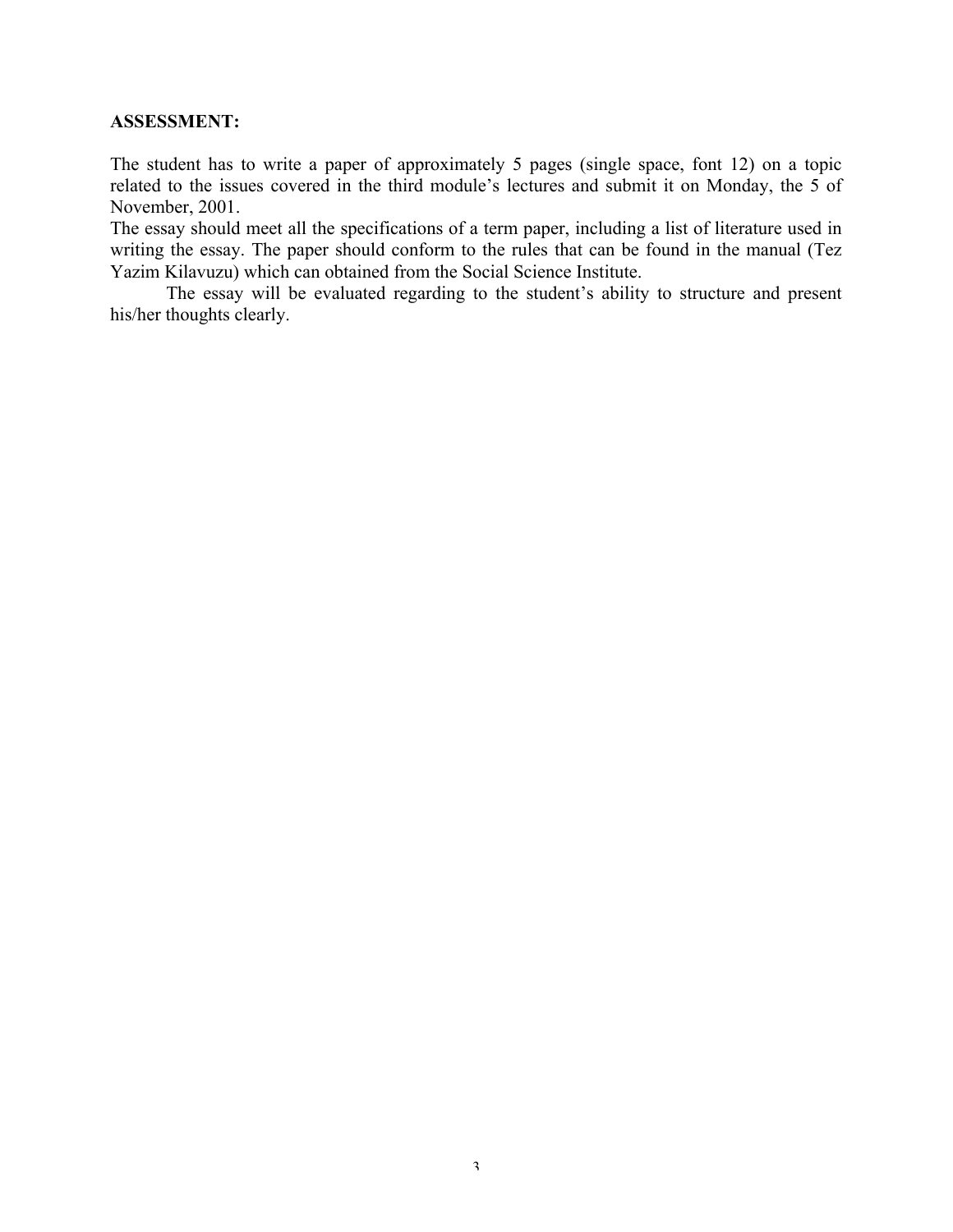**ASSESSMENT:**

The student has to write a paper of approximately 5 pages (single space, font 12) on a topic related to the issues covered in the third module's lectures and submit it on Monday, the 5 of November, 2001.

The essay should meet all the specifications of a term paper, including a list of literature used in writing the essay. The paper should conform to the rules that can be found in the manual (Tez Yazim Kilavuzu) which can obtained from the Social Science Institute.

The essay will be evaluated regarding to the student's ability to structure and present his/her thoughts clearly.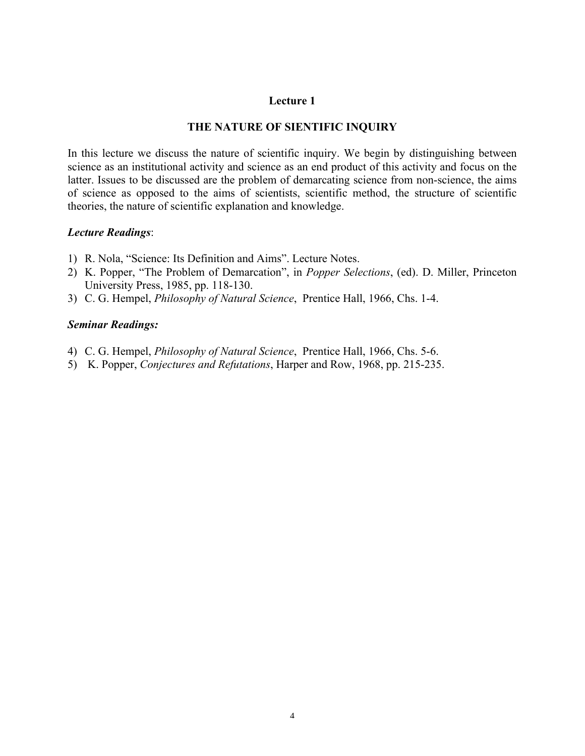## Lecture 1

## THE NATURE OF SIENTIFIC INQUIRY

In this lecture we discuss the nature of scientific inquiry. We begin by distinguishing between science as an institutional activity and science as an end product of this activity and focus on the latter. Issues to be discussed are the problem of demarcating science from non-science, the aims of science as opposed to the aims of scientists, scientific method, the structure of scientific theories, the nature of scientific explanation and knowledge.

***Lecture Readings***:

1) R. Nola, "Science: Its Definition and Aims". Lecture Notes.
2) K. Popper, "The Problem of Demarcation", in *Popper Selections*, (ed). D. Miller, Princeton University Press, 1985, pp. 118-130.
3) C. G. Hempel, *Philosophy of Natural Science*, Prentice Hall, 1966, Chs. 1-4.

***Seminar Readings:***

4) C. G. Hempel, *Philosophy of Natural Science*, Prentice Hall, 1966, Chs. 5-6.
5) K. Popper, *Conjectures and Refutations*, Harper and Row, 1968, pp. 215-235.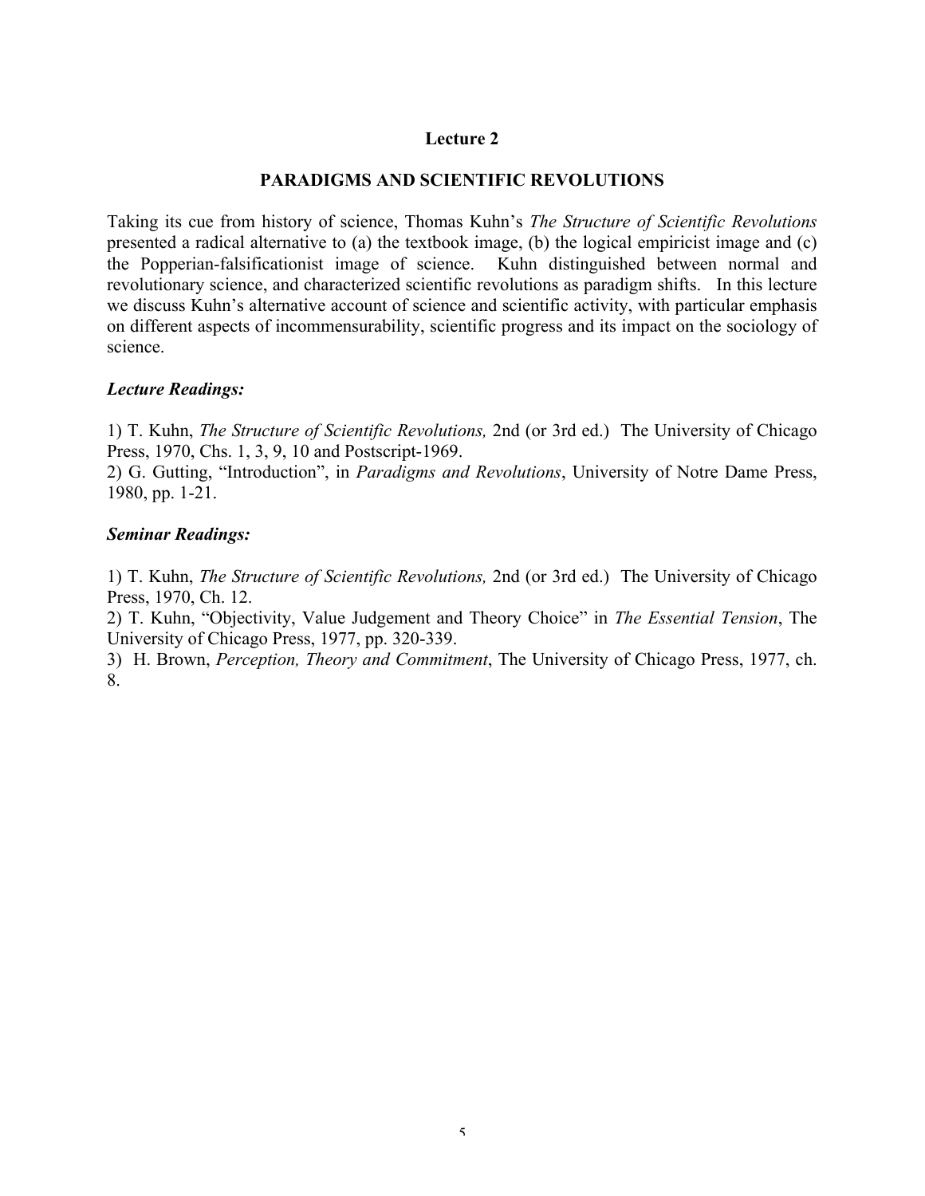## Lecture 2

## PARADIGMS AND SCIENTIFIC REVOLUTIONS

Taking its cue from history of science, Thomas Kuhn's *The Structure of Scientific Revolutions* presented a radical alternative to (a) the textbook image, (b) the logical empiricist image and (c) the Popperian-falsificationist image of science. Kuhn distinguished between normal and revolutionary science, and characterized scientific revolutions as paradigm shifts. In this lecture we discuss Kuhn's alternative account of science and scientific activity, with particular emphasis on different aspects of incommensurability, scientific progress and its impact on the sociology of science.

### *Lecture Readings:*

1) T. Kuhn, *The Structure of Scientific Revolutions,* 2nd (or 3rd ed.) The University of Chicago Press, 1970, Chs. 1, 3, 9, 10 and Postscript-1969.
2) G. Gutting, "Introduction", in *Paradigms and Revolutions*, University of Notre Dame Press, 1980, pp. 1-21.

### *Seminar Readings:*

1) T. Kuhn, *The Structure of Scientific Revolutions,* 2nd (or 3rd ed.) The University of Chicago Press, 1970, Ch. 12.
2) T. Kuhn, "Objectivity, Value Judgement and Theory Choice" in *The Essential Tension*, The University of Chicago Press, 1977, pp. 320-339.
3) H. Brown, *Perception, Theory and Commitment*, The University of Chicago Press, 1977, ch. 8.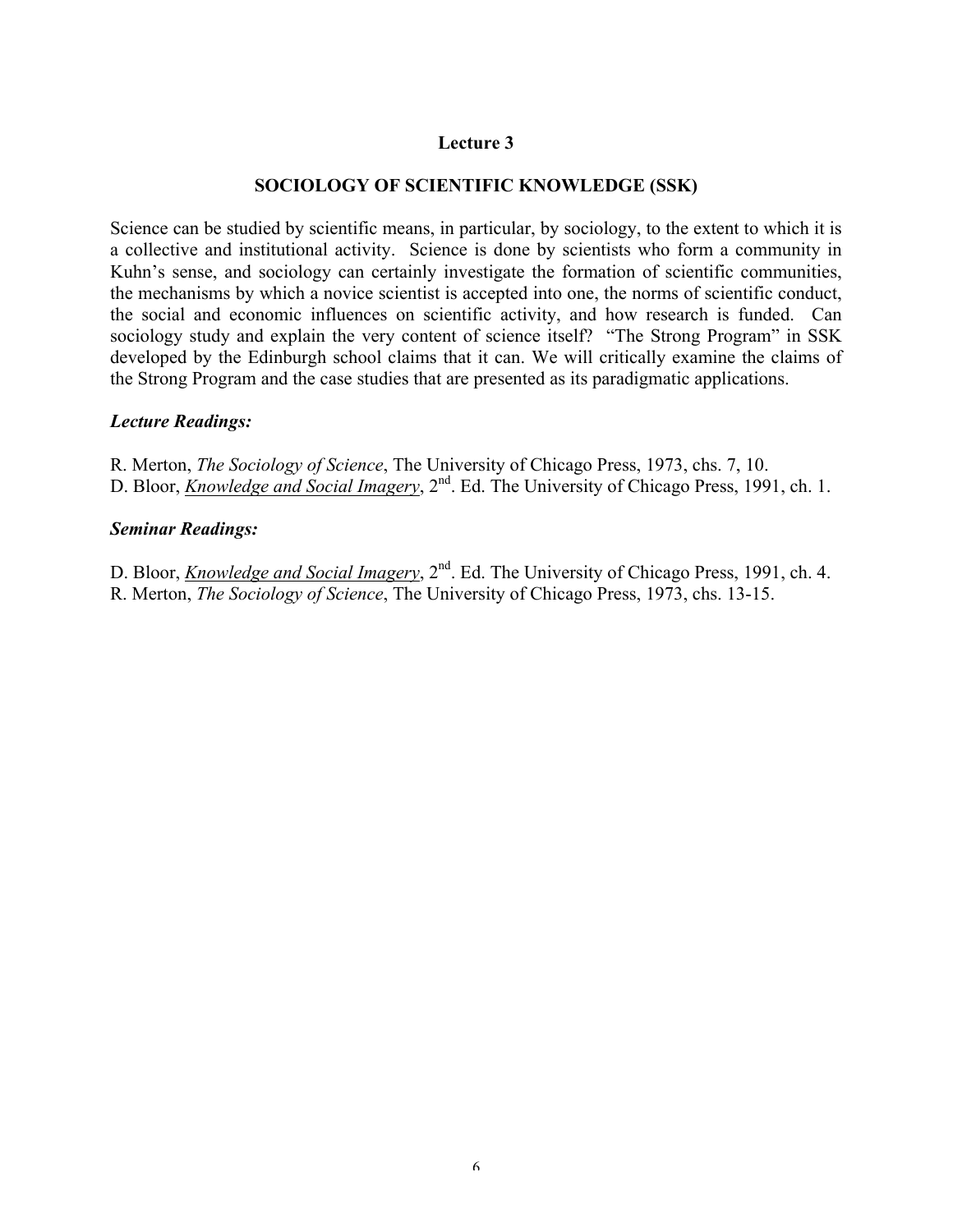# Lecture 3

## SOCIOLOGY OF SCIENTIFIC KNOWLEDGE (SSK)

Science can be studied by scientific means, in particular, by sociology, to the extent to which it is a collective and institutional activity. Science is done by scientists who form a community in Kuhn's sense, and sociology can certainly investigate the formation of scientific communities, the mechanisms by which a novice scientist is accepted into one, the norms of scientific conduct, the social and economic influences on scientific activity, and how research is funded. Can sociology study and explain the very content of science itself? "The Strong Program" in SSK developed by the Edinburgh school claims that it can. We will critically examine the claims of the Strong Program and the case studies that are presented as its paradigmatic applications.

### *Lecture Readings:*

R. Merton, *The Sociology of Science*, The University of Chicago Press, 1973, chs. 7, 10.
D. Bloor, *Knowledge and Social Imagery*, 2nd. Ed. The University of Chicago Press, 1991, ch. 1.

### *Seminar Readings:*

D. Bloor, *Knowledge and Social Imagery*, 2nd. Ed. The University of Chicago Press, 1991, ch. 4.
R. Merton, *The Sociology of Science*, The University of Chicago Press, 1973, chs. 13-15.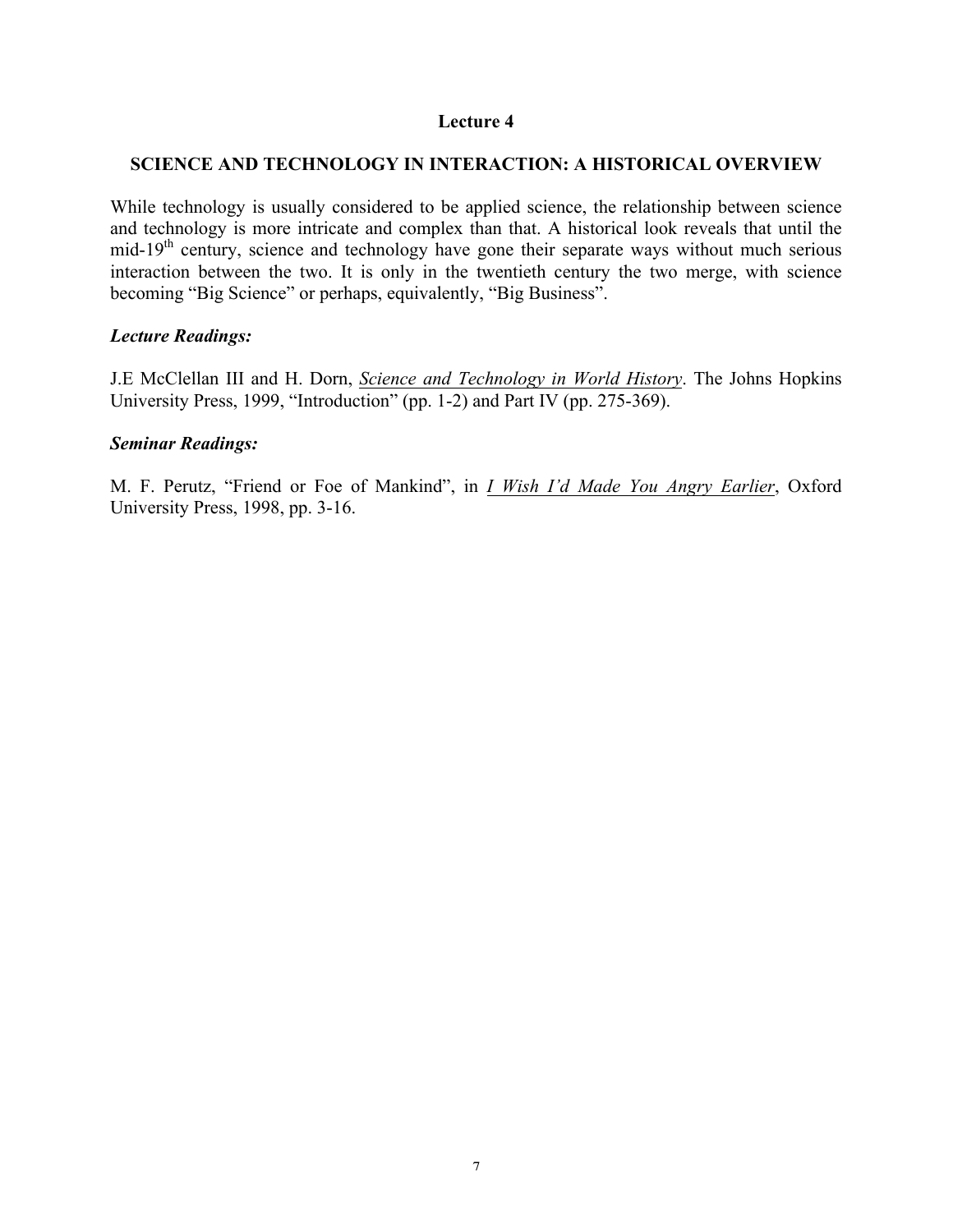## Lecture 4

### SCIENCE AND TECHNOLOGY IN INTERACTION: A HISTORICAL OVERVIEW

While technology is usually considered to be applied science, the relationship between science and technology is more intricate and complex than that. A historical look reveals that until the mid-19th century, science and technology have gone their separate ways without much serious interaction between the two. It is only in the twentieth century the two merge, with science becoming "Big Science" or perhaps, equivalently, "Big Business".

***Lecture Readings:***

J.E McClellan III and H. Dorn, *Science and Technology in World History*. The Johns Hopkins University Press, 1999, "Introduction" (pp. 1-2) and Part IV (pp. 275-369).

***Seminar Readings:***

M. F. Perutz, "Friend or Foe of Mankind", in *I Wish I'd Made You Angry Earlier*, Oxford University Press, 1998, pp. 3-16.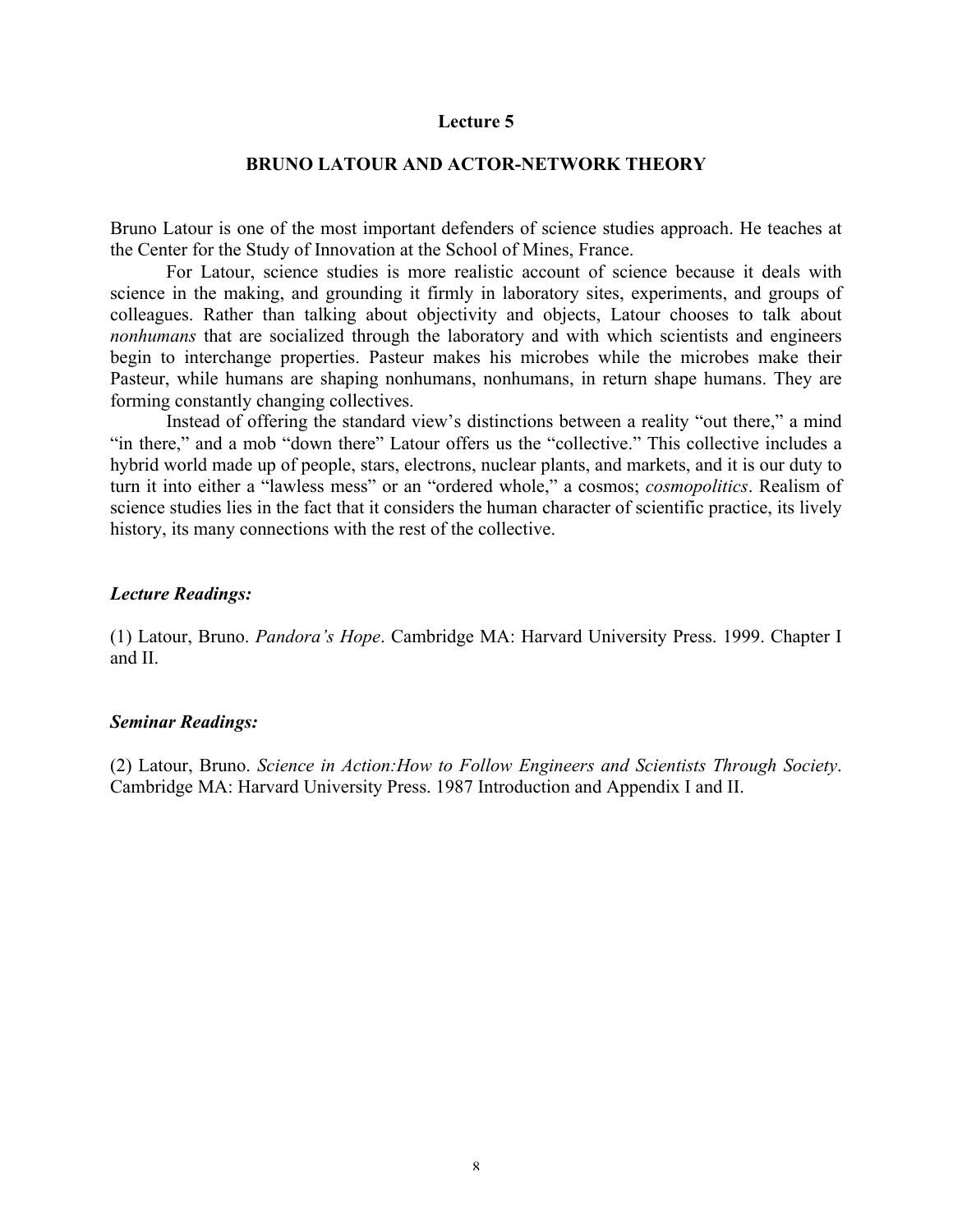## Lecture 5

## BRUNO LATOUR AND ACTOR-NETWORK THEORY

Bruno Latour is one of the most important defenders of science studies approach. He teaches at the Center for the Study of Innovation at the School of Mines, France.

For Latour, science studies is more realistic account of science because it deals with science in the making, and grounding it firmly in laboratory sites, experiments, and groups of colleagues. Rather than talking about objectivity and objects, Latour chooses to talk about *nonhumans* that are socialized through the laboratory and with which scientists and engineers begin to interchange properties. Pasteur makes his microbes while the microbes make their Pasteur, while humans are shaping nonhumans, nonhumans, in return shape humans. They are forming constantly changing collectives.

Instead of offering the standard view's distinctions between a reality "out there," a mind "in there," and a mob "down there" Latour offers us the "collective." This collective includes a hybrid world made up of people, stars, electrons, nuclear plants, and markets, and it is our duty to turn it into either a "lawless mess" or an "ordered whole," a cosmos; *cosmopolitics*. Realism of science studies lies in the fact that it considers the human character of scientific practice, its lively history, its many connections with the rest of the collective.

### *Lecture Readings:*

(1) Latour, Bruno. *Pandora's Hope*. Cambridge MA: Harvard University Press. 1999. Chapter I and II.

### *Seminar Readings:*

(2) Latour, Bruno. *Science in Action:How to Follow Engineers and Scientists Through Society*. Cambridge MA: Harvard University Press. 1987 Introduction and Appendix I and II.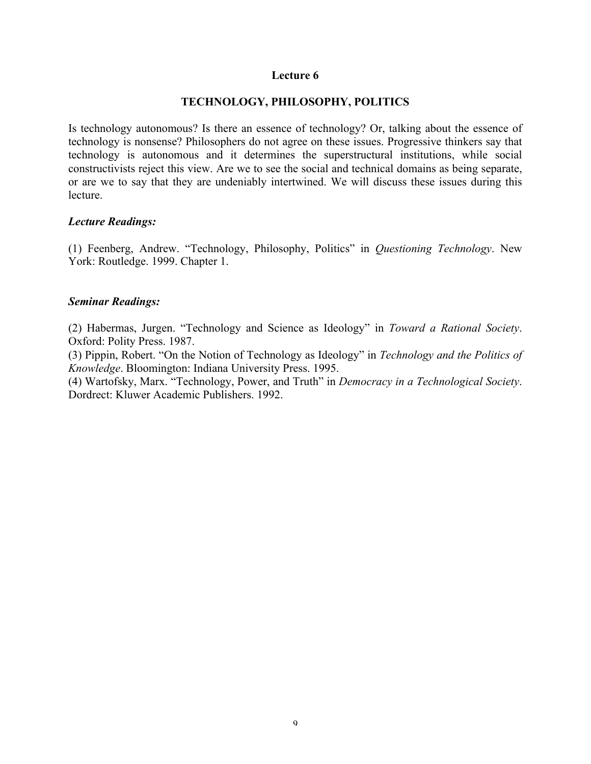## Lecture 6

## TECHNOLOGY, PHILOSOPHY, POLITICS

Is technology autonomous? Is there an essence of technology? Or, talking about the essence of technology is nonsense? Philosophers do not agree on these issues. Progressive thinkers say that technology is autonomous and it determines the superstructural institutions, while social constructivists reject this view. Are we to see the social and technical domains as being separate, or are we to say that they are undeniably intertwined. We will discuss these issues during this lecture.

### *Lecture Readings:*

(1) Feenberg, Andrew. "Technology, Philosophy, Politics" in *Questioning Technology*. New York: Routledge. 1999. Chapter 1.

### *Seminar Readings:*

(2) Habermas, Jurgen. "Technology and Science as Ideology" in *Toward a Rational Society*. Oxford: Polity Press. 1987.
(3) Pippin, Robert. "On the Notion of Technology as Ideology" in *Technology and the Politics of Knowledge*. Bloomington: Indiana University Press. 1995.
(4) Wartofsky, Marx. "Technology, Power, and Truth" in *Democracy in a Technological Society*. Dordrect: Kluwer Academic Publishers. 1992.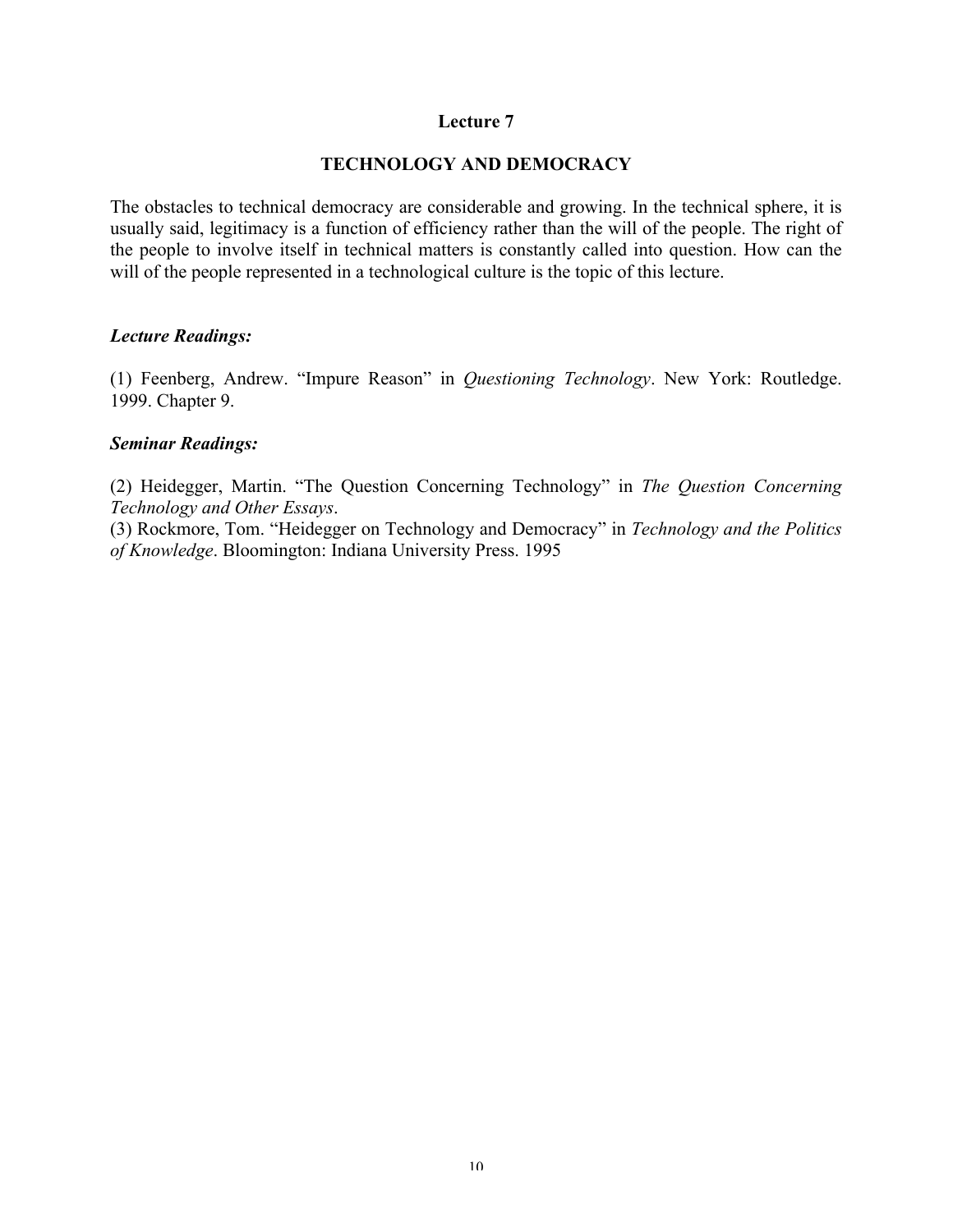## Lecture 7

## TECHNOLOGY AND DEMOCRACY

The obstacles to technical democracy are considerable and growing. In the technical sphere, it is usually said, legitimacy is a function of efficiency rather than the will of the people. The right of the people to involve itself in technical matters is constantly called into question. How can the will of the people represented in a technological culture is the topic of this lecture.

### *Lecture Readings:*

(1) Feenberg, Andrew. "Impure Reason" in *Questioning Technology*. New York: Routledge. 1999. Chapter 9.

### *Seminar Readings:*

(2) Heidegger, Martin. "The Question Concerning Technology" in *The Question Concerning Technology and Other Essays*.
(3) Rockmore, Tom. "Heidegger on Technology and Democracy" in *Technology and the Politics of Knowledge*. Bloomington: Indiana University Press. 1995